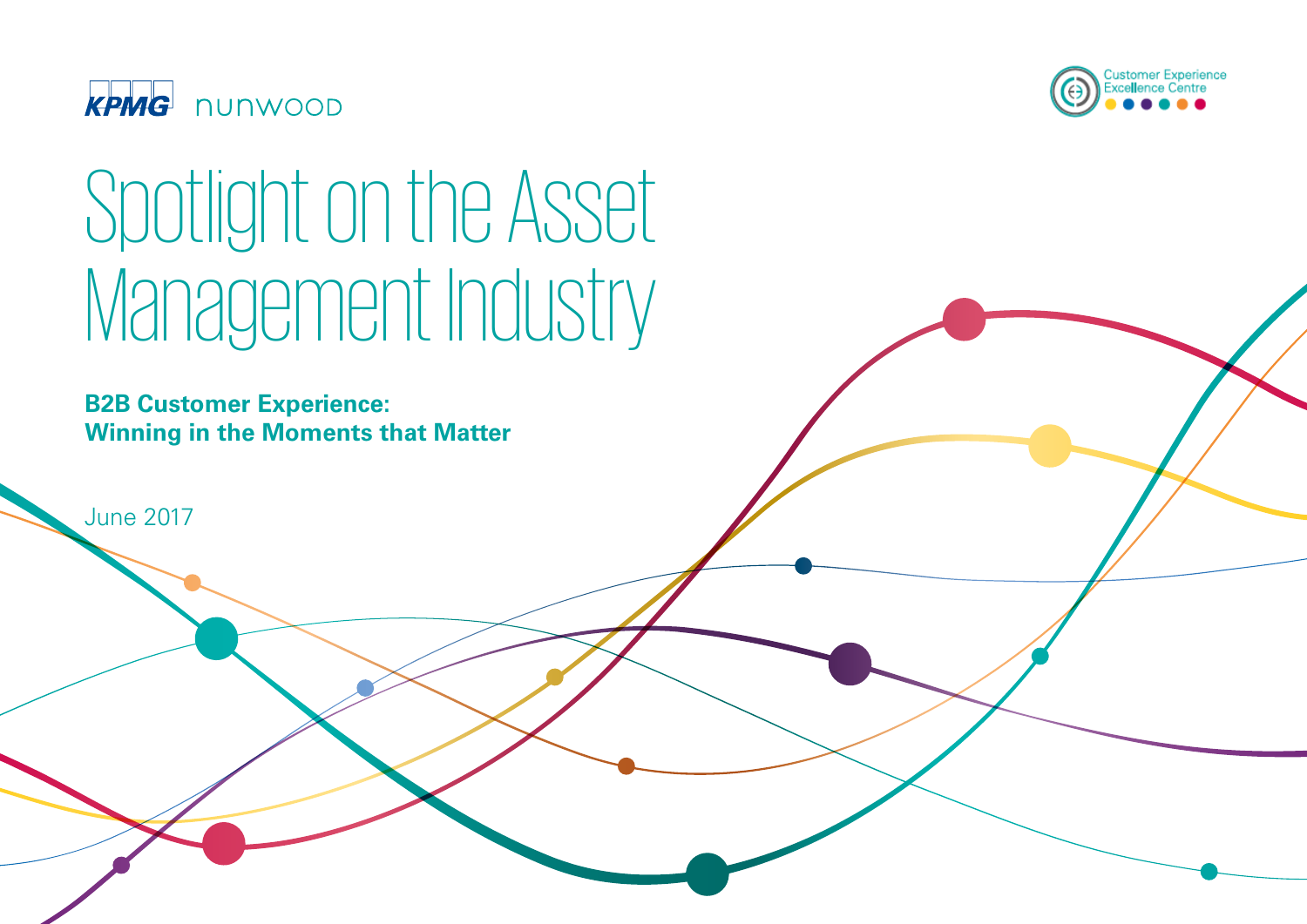KPMG nunwood

Customer Experience Excellence Centre

# Spotlight on the Asset Management Industry

**B2B Customer Experience: Winning in the Moments that Matter**

June 2017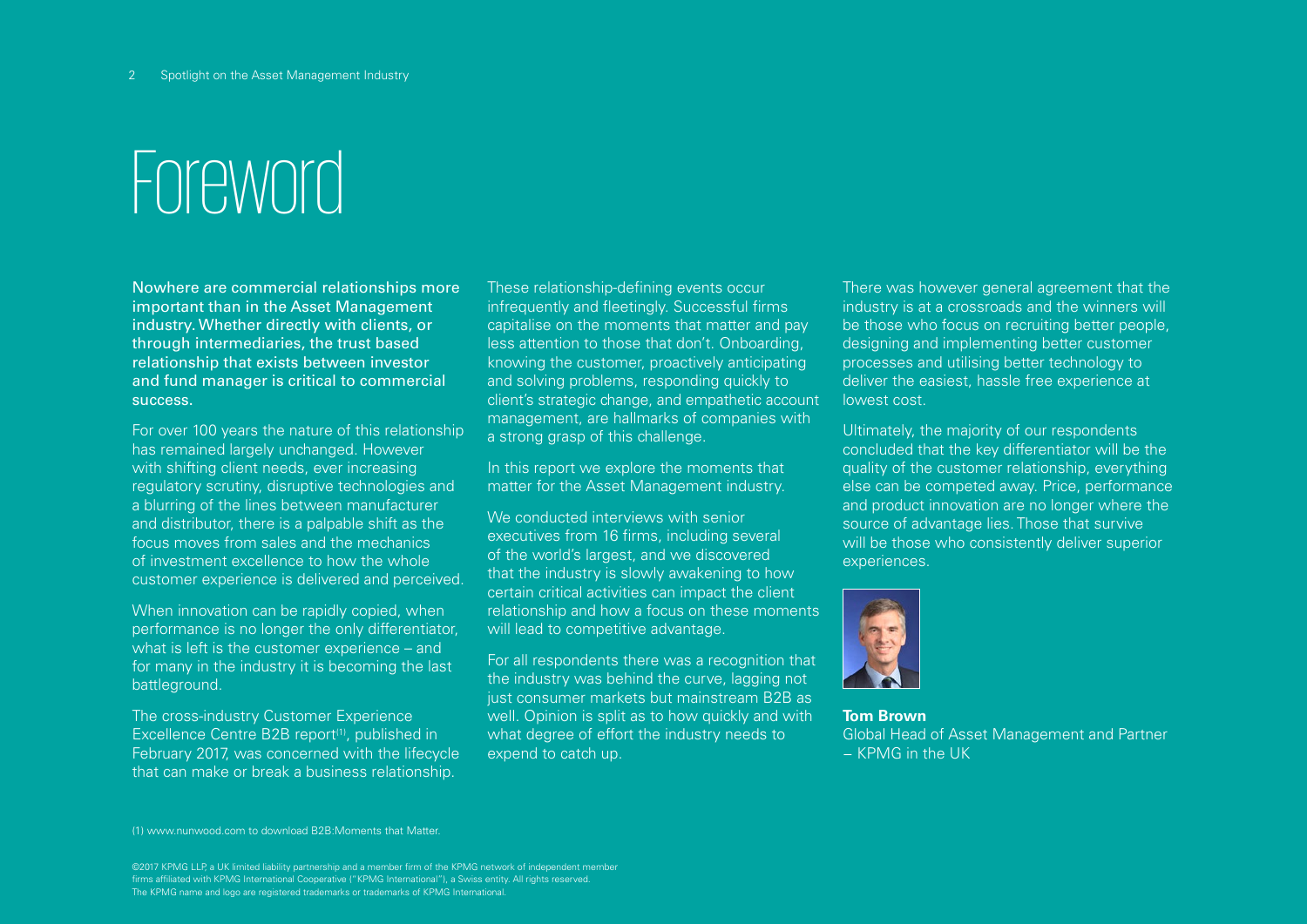# Foreword

**Nowhere are commercial relationships more important than in the Asset Management industry. Whether directly with clients, or through intermediaries, the trust based relationship that exists between investor and fund manager is critical to commercial success.**

For over 100 years the nature of this relationship has remained largely unchanged. However with shifting client needs, ever increasing regulatory scrutiny, disruptive technologies and a blurring of the lines between manufacturer and distributor, there is a palpable shift as the focus moves from sales and the mechanics of investment excellence to how the whole customer experience is delivered and perceived.

When innovation can be rapidly copied, when performance is no longer the only differentiator, what is left is the customer experience – and for many in the industry it is becoming the last battleground.

The cross-industry Customer Experience Excellence Centre B2B report[1], published in February 2017, was concerned with the lifecycle that can make or break a business relationship.

These relationship-defining events occur infrequently and fleetingly. Successful firms capitalise on the moments that matter and pay less attention to those that don't. Onboarding, knowing the customer, proactively anticipating and solving problems, responding quickly to client's strategic change, and empathetic account management, are hallmarks of companies with a strong grasp of this challenge.

In this report we explore the moments that matter for the Asset Management industry.

We conducted interviews with senior executives from 16 firms, including several of the world's largest, and we discovered that the industry is slowly awakening to how certain critical activities can impact the client relationship and how a focus on these moments will lead to competitive advantage.

For all respondents there was a recognition that the industry was behind the curve, lagging not just consumer markets but mainstream B2B as well. Opinion is split as to how quickly and with what degree of effort the industry needs to expend to catch up.

There was however general agreement that the industry is at a crossroads and the winners will be those who focus on recruiting better people, designing and implementing better customer processes and utilising better technology to deliver the easiest, hassle free experience at lowest cost.

Ultimately, the majority of our respondents concluded that the key differentiator will be the quality of the customer relationship, everything else can be competed away. Price, performance and product innovation are no longer where the source of advantage lies. Those that survive will be those who consistently deliver superior experiences.

**Tom Brown**
Global Head of Asset Management and Partner – KPMG in the UK

(1) www.nunwood.com to download B2B:Moments that Matter.

©2017 KPMG LLP, a UK limited liability partnership and a member firm of the KPMG network of independent member firms affiliated with KPMG International Cooperative ("KPMG International"), a Swiss entity. All rights reserved. The KPMG name and logo are registered trademarks or trademarks of KPMG International.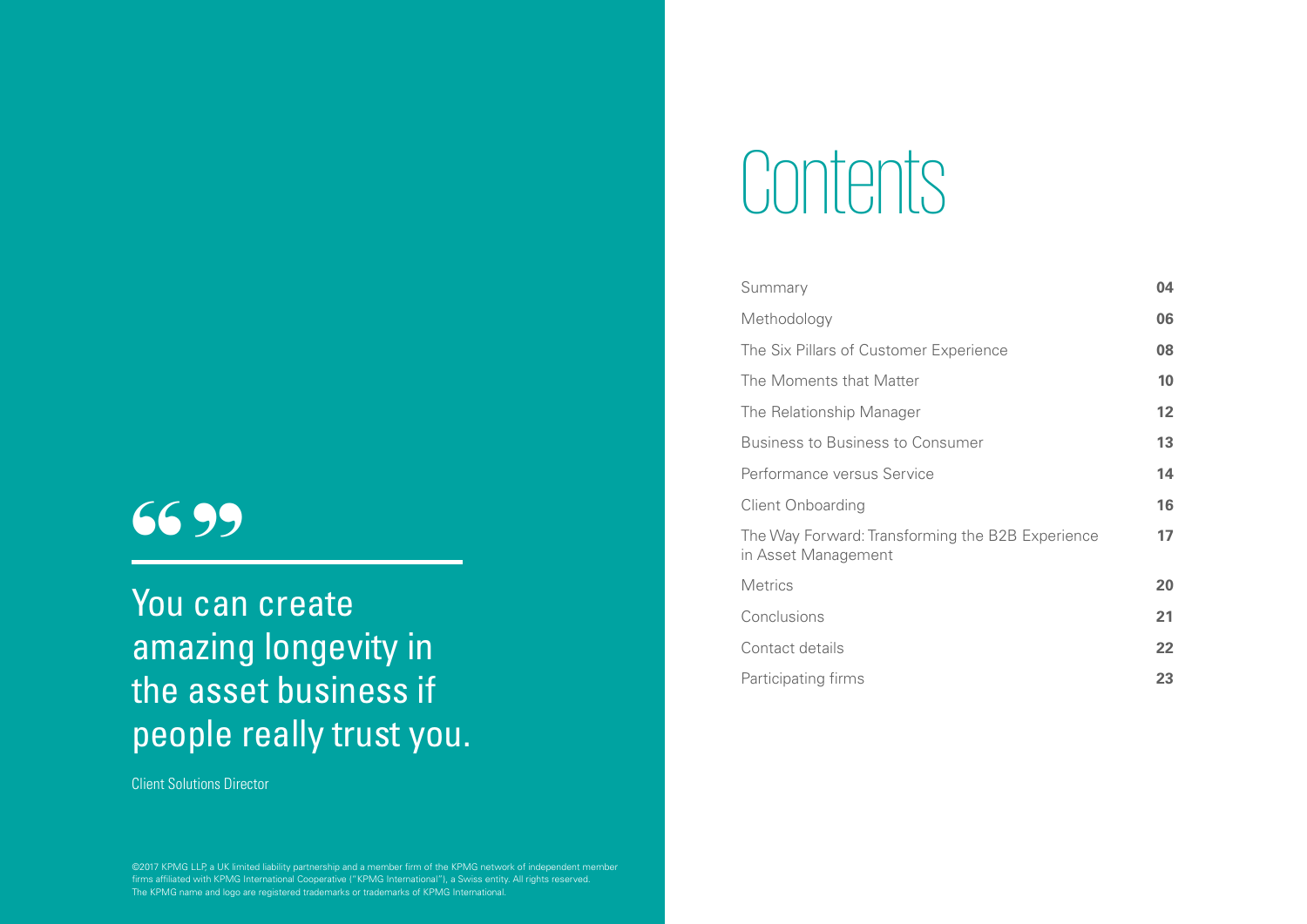> “You can create amazing longevity in the asset business if people really trust you.”
>
> Client Solutions Director

©2017 KPMG LLP, a UK limited liability partnership and a member firm of the KPMG network of independent member firms affiliated with KPMG International Cooperative (“KPMG International”), a Swiss entity. All rights reserved. The KPMG name and logo are registered trademarks or trademarks of KPMG International.

# Contents

| Section | Page |
|---|---|
| Summary | 04 |
| Methodology | 06 |
| The Six Pillars of Customer Experience | 08 |
| The Moments that Matter | 10 |
| The Relationship Manager | 12 |
| Business to Business to Consumer | 13 |
| Performance versus Service | 14 |
| Client Onboarding | 16 |
| The Way Forward: Transforming the B2B Experience in Asset Management | 17 |
| Metrics | 20 |
| Conclusions | 21 |
| Contact details | 22 |
| Participating firms | 23 |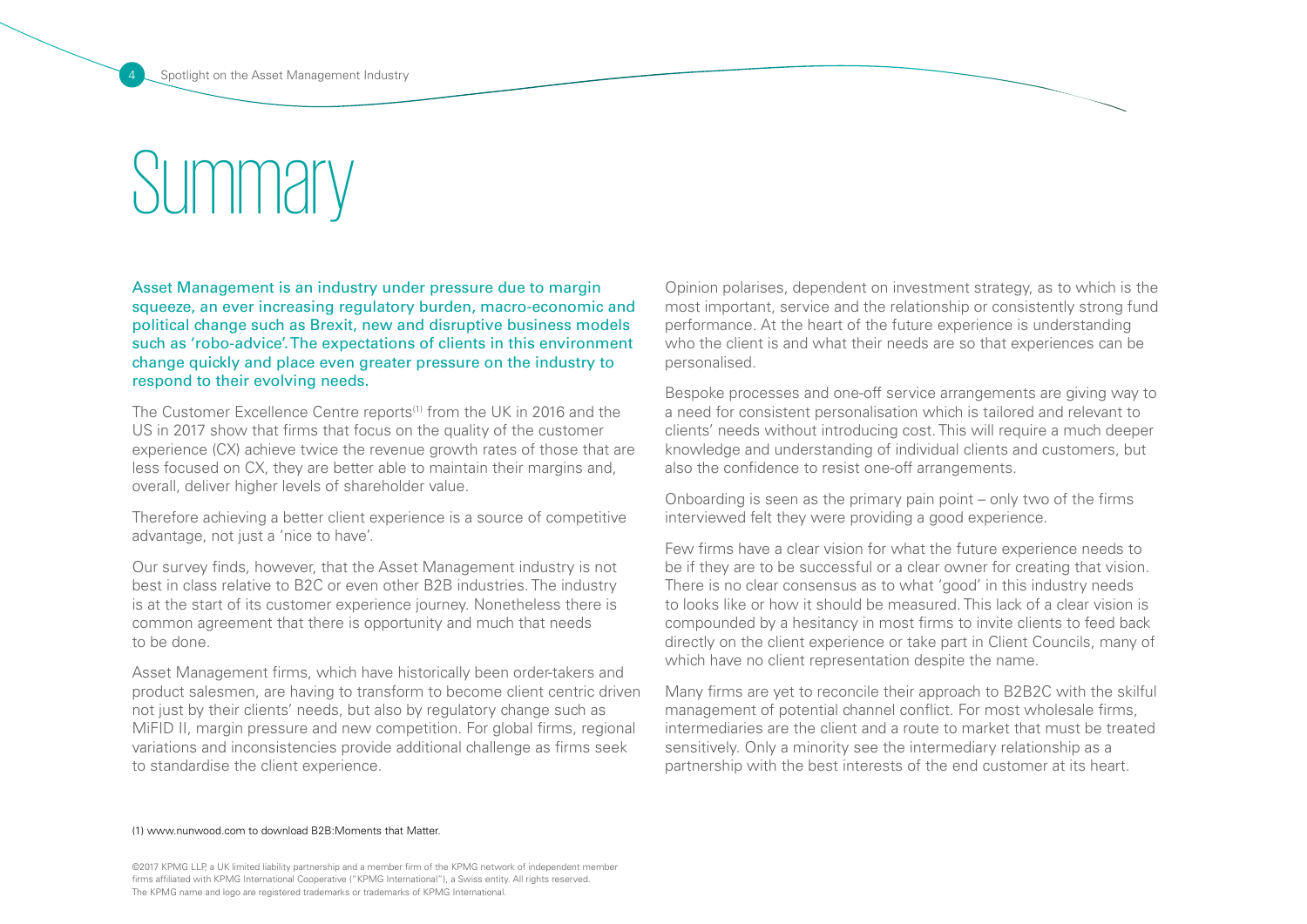# Summary

**Asset Management is an industry under pressure due to margin squeeze, an ever increasing regulatory burden, macro-economic and political change such as Brexit, new and disruptive business models such as 'robo-advice'. The expectations of clients in this environment change quickly and place even greater pressure on the industry to respond to their evolving needs.**

The Customer Excellence Centre reports[1] from the UK in 2016 and the US in 2017 show that firms that focus on the quality of the customer experience (CX) achieve twice the revenue growth rates of those that are less focused on CX, they are better able to maintain their margins and, overall, deliver higher levels of shareholder value.

Therefore achieving a better client experience is a source of competitive advantage, not just a 'nice to have'.

Our survey finds, however, that the Asset Management industry is not best in class relative to B2C or even other B2B industries. The industry is at the start of its customer experience journey. Nonetheless there is common agreement that there is opportunity and much that needs to be done.

Asset Management firms, which have historically been order-takers and product salesmen, are having to transform to become client centric driven not just by their clients' needs, but also by regulatory change such as MiFID II, margin pressure and new competition. For global firms, regional variations and inconsistencies provide additional challenge as firms seek to standardise the client experience.

Opinion polarises, dependent on investment strategy, as to which is the most important, service and the relationship or consistently strong fund performance. At the heart of the future experience is understanding who the client is and what their needs are so that experiences can be personalised.

Bespoke processes and one-off service arrangements are giving way to a need for consistent personalisation which is tailored and relevant to clients' needs without introducing cost. This will require a much deeper knowledge and understanding of individual clients and customers, but also the confidence to resist one-off arrangements.

Onboarding is seen as the primary pain point – only two of the firms interviewed felt they were providing a good experience.

Few firms have a clear vision for what the future experience needs to be if they are to be successful or a clear owner for creating that vision. There is no clear consensus as to what 'good' in this industry needs to looks like or how it should be measured. This lack of a clear vision is compounded by a hesitancy in most firms to invite clients to feed back directly on the client experience or take part in Client Councils, many of which have no client representation despite the name.

Many firms are yet to reconcile their approach to B2B2C with the skilful management of potential channel conflict. For most wholesale firms, intermediaries are the client and a route to market that must be treated sensitively. Only a minority see the intermediary relationship as a partnership with the best interests of the end customer at its heart.

(1) www.nunwood.com to download B2B:Moments that Matter.

©2017 KPMG LLP, a UK limited liability partnership and a member firm of the KPMG network of independent member firms affiliated with KPMG International Cooperative ("KPMG International"), a Swiss entity. All rights reserved. The KPMG name and logo are registered trademarks or trademarks of KPMG International.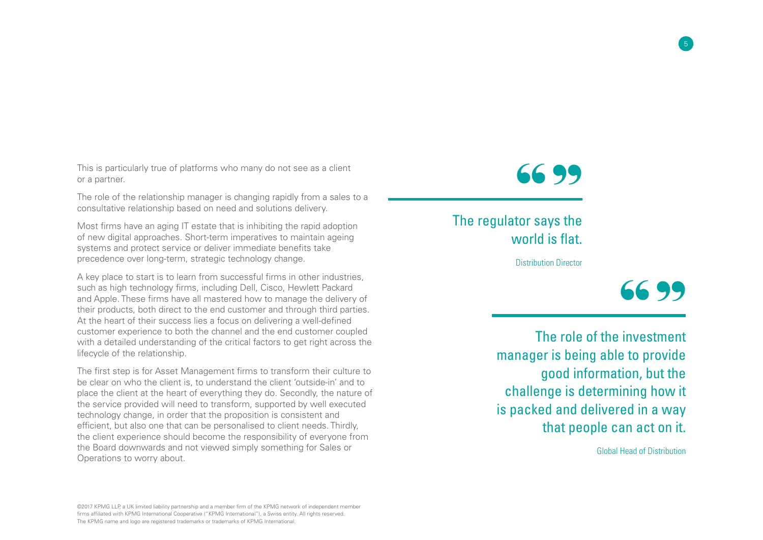This is particularly true of platforms who many do not see as a client or a partner.

The role of the relationship manager is changing rapidly from a sales to a consultative relationship based on need and solutions delivery.

Most firms have an aging IT estate that is inhibiting the rapid adoption of new digital approaches. Short-term imperatives to maintain ageing systems and protect service or deliver immediate benefits take precedence over long-term, strategic technology change.

A key place to start is to learn from successful firms in other industries, such as high technology firms, including Dell, Cisco, Hewlett Packard and Apple. These firms have all mastered how to manage the delivery of their products, both direct to the end customer and through third parties. At the heart of their success lies a focus on delivering a well-defined customer experience to both the channel and the end customer coupled with a detailed understanding of the critical factors to get right across the lifecycle of the relationship.

The first step is for Asset Management firms to transform their culture to be clear on who the client is, to understand the client 'outside-in' and to place the client at the heart of everything they do. Secondly, the nature of the service provided will need to transform, supported by well executed technology change, in order that the proposition is consistent and efficient, but also one that can be personalised to client needs. Thirdly, the client experience should become the responsibility of everyone from the Board downwards and not viewed simply something for Sales or Operations to worry about.

> The regulator says the world is flat.
>
> Distribution Director

> The role of the investment manager is being able to provide good information, but the challenge is determining how it is packed and delivered in a way that people can act on it.
>
> Global Head of Distribution

©2017 KPMG LLP, a UK limited liability partnership and a member firm of the KPMG network of independent member firms affiliated with KPMG International Cooperative ("KPMG International"), a Swiss entity. All rights reserved. The KPMG name and logo are registered trademarks or trademarks of KPMG International.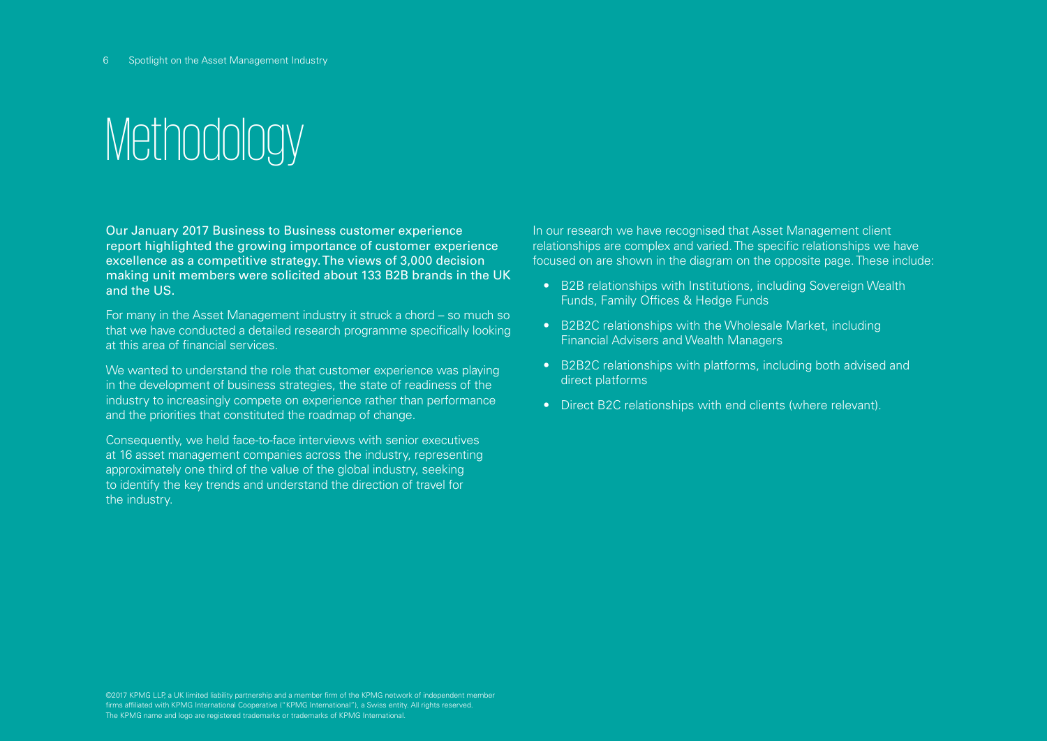# Methodology

**Our January 2017 Business to Business customer experience report highlighted the growing importance of customer experience excellence as a competitive strategy. The views of 3,000 decision making unit members were solicited about 133 B2B brands in the UK and the US.**

For many in the Asset Management industry it struck a chord – so much so that we have conducted a detailed research programme specifically looking at this area of financial services.

We wanted to understand the role that customer experience was playing in the development of business strategies, the state of readiness of the industry to increasingly compete on experience rather than performance and the priorities that constituted the roadmap of change.

Consequently, we held face-to-face interviews with senior executives at 16 asset management companies across the industry, representing approximately one third of the value of the global industry, seeking to identify the key trends and understand the direction of travel for the industry.

In our research we have recognised that Asset Management client relationships are complex and varied. The specific relationships we have focused on are shown in the diagram on the opposite page. These include:

- B2B relationships with Institutions, including Sovereign Wealth Funds, Family Offices & Hedge Funds
- B2B2C relationships with the Wholesale Market, including Financial Advisers and Wealth Managers
- B2B2C relationships with platforms, including both advised and direct platforms
- Direct B2C relationships with end clients (where relevant).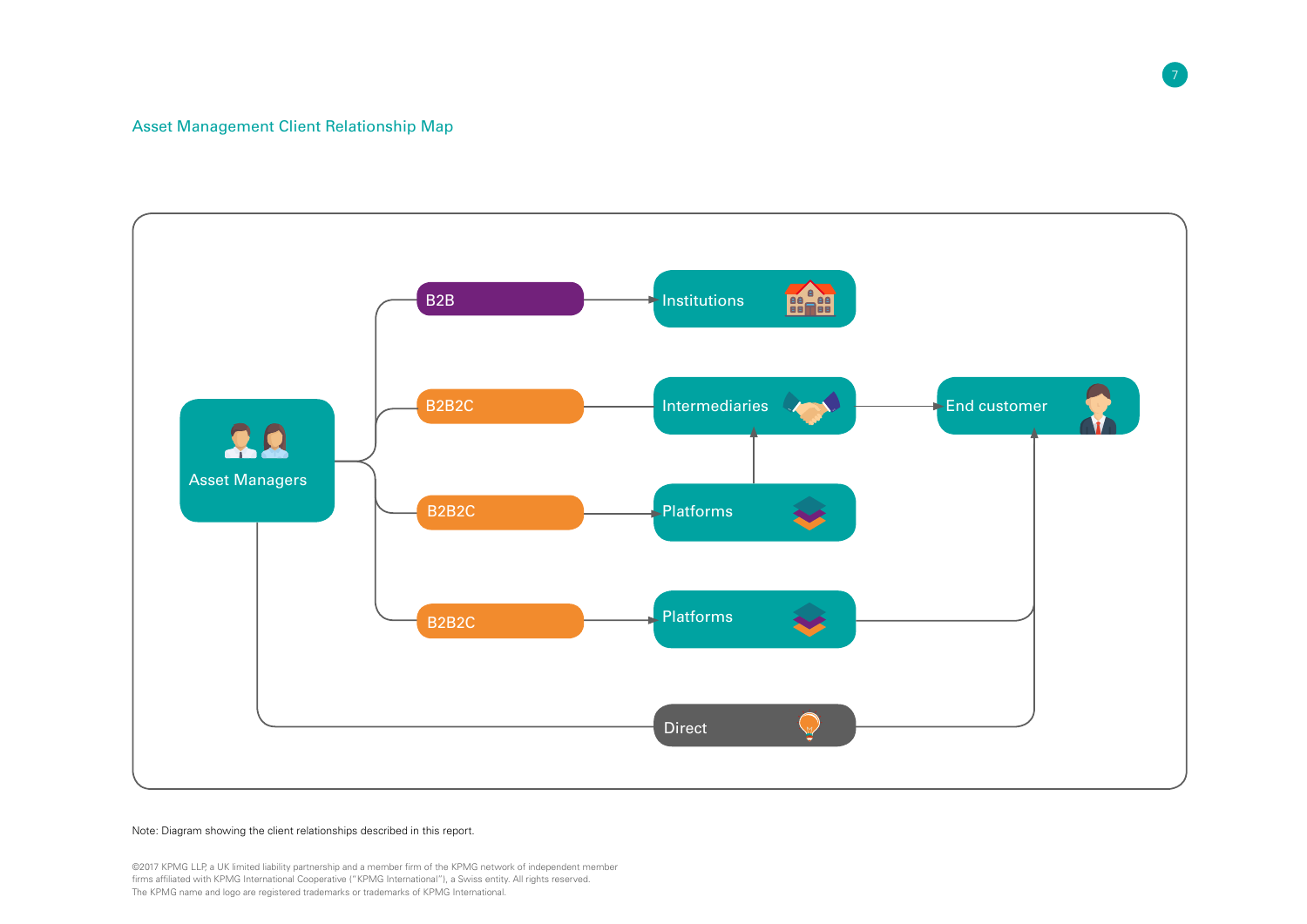## Asset Management Client Relationship Map

Asset Managers

B2B → Institutions

B2B2C → Intermediaries → End customer

B2B2C → Platforms → Intermediaries

B2B2C → Platforms → End customer

Direct → End customer

Note: Diagram showing the client relationships described in this report.

©2017 KPMG LLP, a UK limited liability partnership and a member firm of the KPMG network of independent member firms affiliated with KPMG International Cooperative ("KPMG International"), a Swiss entity. All rights reserved.
The KPMG name and logo are registered trademarks or trademarks of KPMG International.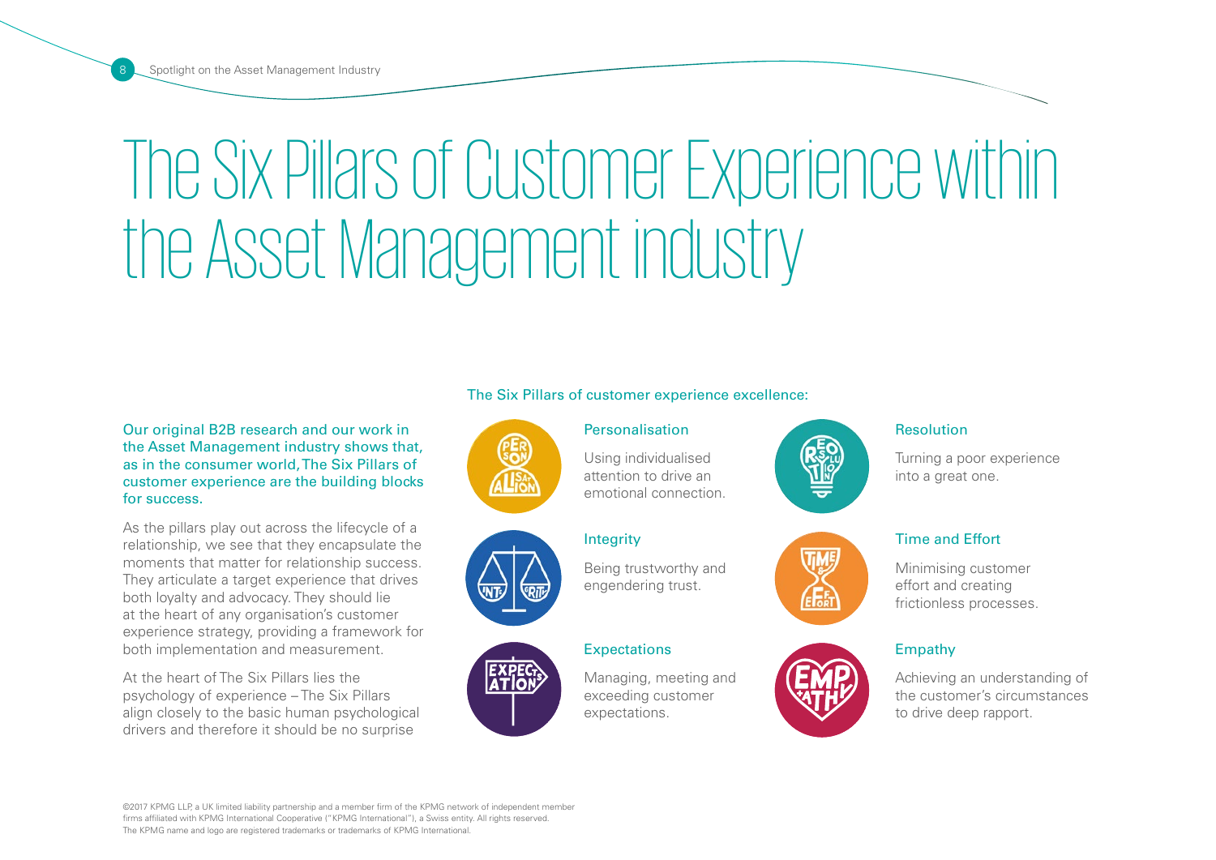# The Six Pillars of Customer Experience within the Asset Management industry

Our original B2B research and our work in the Asset Management industry shows that, as in the consumer world, The Six Pillars of customer experience are the building blocks for success.

As the pillars play out across the lifecycle of a relationship, we see that they encapsulate the moments that matter for relationship success. They articulate a target experience that drives both loyalty and advocacy. They should lie at the heart of any organisation's customer experience strategy, providing a framework for both implementation and measurement.

At the heart of The Six Pillars lies the psychology of experience – The Six Pillars align closely to the basic human psychological drivers and therefore it should be no surprise

The Six Pillars of customer experience excellence:

**Personalisation**

Using individualised attention to drive an emotional connection.

**Integrity**

Being trustworthy and engendering trust.

**Expectations**

Managing, meeting and exceeding customer expectations.

**Resolution**

Turning a poor experience into a great one.

**Time and Effort**

Minimising customer effort and creating frictionless processes.

**Empathy**

Achieving an understanding of the customer's circumstances to drive deep rapport.

©2017 KPMG LLP, a UK limited liability partnership and a member firm of the KPMG network of independent member firms affiliated with KPMG International Cooperative ("KPMG International"), a Swiss entity. All rights reserved. The KPMG name and logo are registered trademarks or trademarks of KPMG International.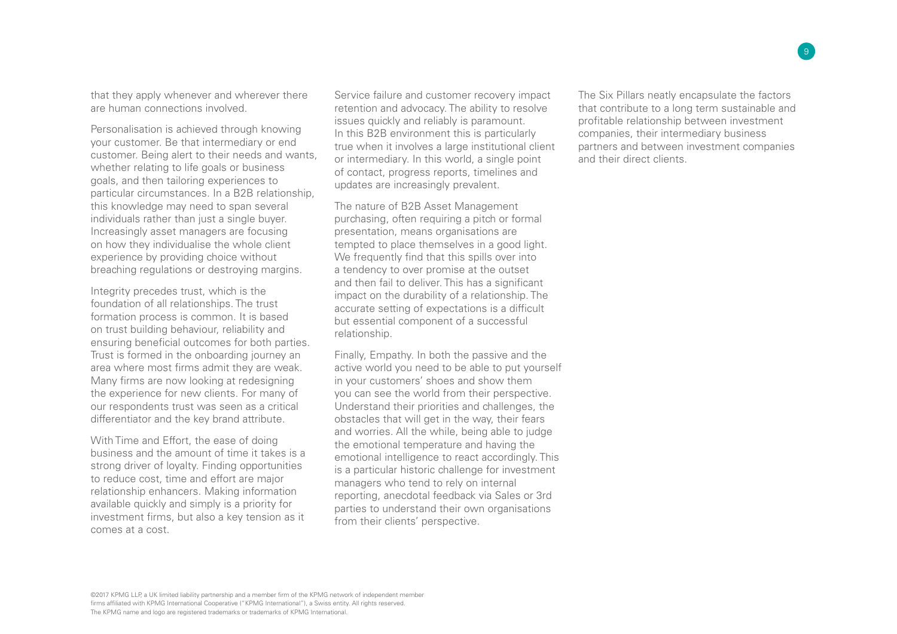that they apply whenever and wherever there are human connections involved.

Personalisation is achieved through knowing your customer. Be that intermediary or end customer. Being alert to their needs and wants, whether relating to life goals or business goals, and then tailoring experiences to particular circumstances. In a B2B relationship, this knowledge may need to span several individuals rather than just a single buyer. Increasingly asset managers are focusing on how they individualise the whole client experience by providing choice without breaching regulations or destroying margins.

Integrity precedes trust, which is the foundation of all relationships. The trust formation process is common. It is based on trust building behaviour, reliability and ensuring beneficial outcomes for both parties. Trust is formed in the onboarding journey an area where most firms admit they are weak. Many firms are now looking at redesigning the experience for new clients. For many of our respondents trust was seen as a critical differentiator and the key brand attribute.

With Time and Effort, the ease of doing business and the amount of time it takes is a strong driver of loyalty. Finding opportunities to reduce cost, time and effort are major relationship enhancers. Making information available quickly and simply is a priority for investment firms, but also a key tension as it comes at a cost.

Service failure and customer recovery impact retention and advocacy. The ability to resolve issues quickly and reliably is paramount. In this B2B environment this is particularly true when it involves a large institutional client or intermediary. In this world, a single point of contact, progress reports, timelines and updates are increasingly prevalent.

The nature of B2B Asset Management purchasing, often requiring a pitch or formal presentation, means organisations are tempted to place themselves in a good light. We frequently find that this spills over into a tendency to over promise at the outset and then fail to deliver. This has a significant impact on the durability of a relationship. The accurate setting of expectations is a difficult but essential component of a successful relationship.

Finally, Empathy. In both the passive and the active world you need to be able to put yourself in your customers' shoes and show them you can see the world from their perspective. Understand their priorities and challenges, the obstacles that will get in the way, their fears and worries. All the while, being able to judge the emotional temperature and having the emotional intelligence to react accordingly. This is a particular historic challenge for investment managers who tend to rely on internal reporting, anecdotal feedback via Sales or 3rd parties to understand their own organisations from their clients' perspective.

The Six Pillars neatly encapsulate the factors that contribute to a long term sustainable and profitable relationship between investment companies, their intermediary business partners and between investment companies and their direct clients.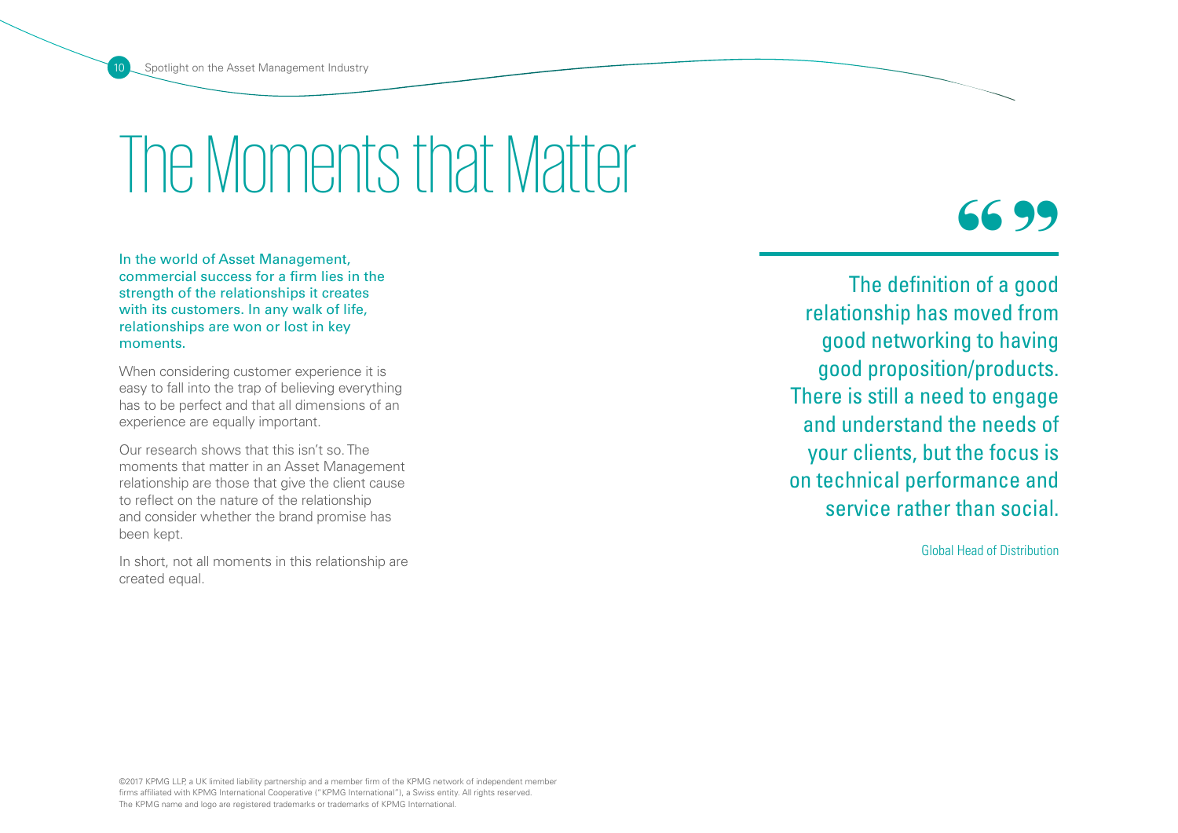# The Moments that Matter

**In the world of Asset Management, commercial success for a firm lies in the strength of the relationships it creates with its customers. In any walk of life, relationships are won or lost in key moments.**

When considering customer experience it is easy to fall into the trap of believing everything has to be perfect and that all dimensions of an experience are equally important.

Our research shows that this isn't so. The moments that matter in an Asset Management relationship are those that give the client cause to reflect on the nature of the relationship and consider whether the brand promise has been kept.

In short, not all moments in this relationship are created equal.

> The definition of a good relationship has moved from good networking to having good proposition/products. There is still a need to engage and understand the needs of your clients, but the focus is on technical performance and service rather than social.
>
> Global Head of Distribution

©2017 KPMG LLP, a UK limited liability partnership and a member firm of the KPMG network of independent member firms affiliated with KPMG International Cooperative ("KPMG International"), a Swiss entity. All rights reserved. The KPMG name and logo are registered trademarks or trademarks of KPMG International.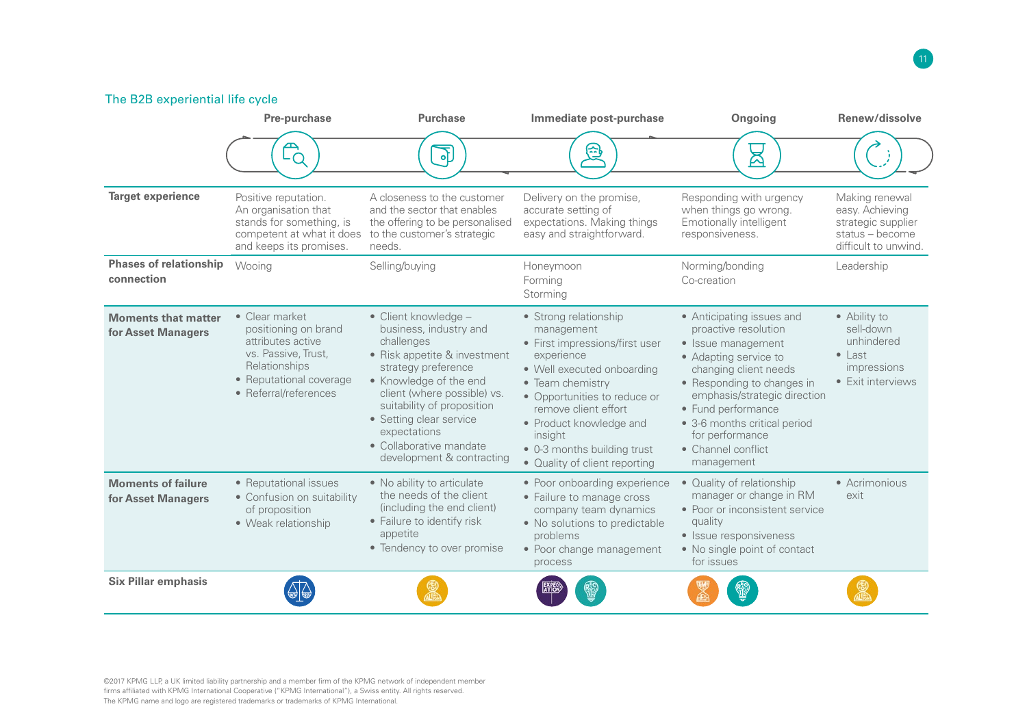## The B2B experiential life cycle

| | Pre-purchase | Purchase | Immediate post-purchase | Ongoing | Renew/dissolve |
|---|---|---|---|---|---|
| **Target experience** | Positive reputation. An organisation that stands for something, is competent at what it does and keeps its promises. | A closeness to the customer and the sector that enables the offering to be personalised to the customer's strategic needs. | Delivery on the promise, accurate setting of expectations. Making things easy and straightforward. | Responding with urgency when things go wrong. Emotionally intelligent responsiveness. | Making renewal easy. Achieving strategic supplier status – become difficult to unwind. |
| **Phases of relationship connection** | Wooing | Selling/buying | Honeymoon<br>Forming<br>Storming | Norming/bonding<br>Co-creation | Leadership |
| **Moments that matter for Asset Managers** | • Clear market positioning on brand attributes active vs. Passive, Trust, Relationships<br>• Reputational coverage<br>• Referral/references | • Client knowledge – business, industry and challenges<br>• Risk appetite & investment strategy preference<br>• Knowledge of the end client (where possible) vs. suitability of proposition<br>• Setting clear service expectations<br>• Collaborative mandate development & contracting | • Strong relationship management<br>• First impressions/first user experience<br>• Well executed onboarding<br>• Team chemistry<br>• Opportunities to reduce or remove client effort<br>• Product knowledge and insight<br>• 0-3 months building trust<br>• Quality of client reporting | • Anticipating issues and proactive resolution<br>• Issue management<br>• Adapting service to changing client needs<br>• Responding to changes in emphasis/strategic direction<br>• Fund performance<br>• 3-6 months critical period for performance<br>• Channel conflict management | • Ability to sell-down unhindered<br>• Last impressions<br>• Exit interviews |
| **Moments of failure for Asset Managers** | • Reputational issues<br>• Confusion on suitability of proposition<br>• Weak relationship | • No ability to articulate the needs of the client (including the end client)<br>• Failure to identify risk appetite<br>• Tendency to over promise | • Poor onboarding experience<br>• Failure to manage cross company team dynamics<br>• No solutions to predictable problems<br>• Poor change management process | • Quality of relationship manager or change in RM<br>• Poor or inconsistent service quality<br>• Issue responsiveness<br>• No single point of contact for issues | • Acrimonious exit |
| **Six Pillar emphasis** | | | | | |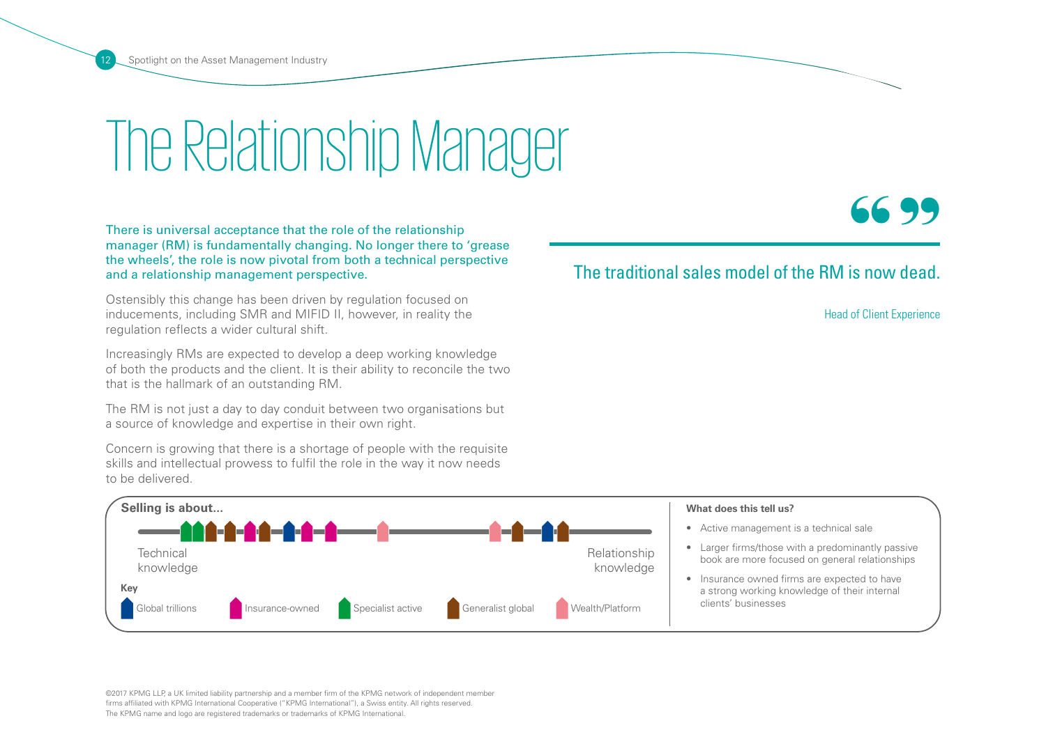# The Relationship Manager

There is universal acceptance that the role of the relationship manager (RM) is fundamentally changing. No longer there to 'grease the wheels', the role is now pivotal from both a technical perspective and a relationship management perspective.

Ostensibly this change has been driven by regulation focused on inducements, including SMR and MIFID II, however, in reality the regulation reflects a wider cultural shift.

Increasingly RMs are expected to develop a deep working knowledge of both the products and the client. It is their ability to reconcile the two that is the hallmark of an outstanding RM.

The RM is not just a day to day conduit between two organisations but a source of knowledge and expertise in their own right.

Concern is growing that there is a shortage of people with the requisite skills and intellectual prowess to fulfil the role in the way it now needs to be delivered.

> The traditional sales model of the RM is now dead.
>
> Head of Client Experience

**Selling is about...**

Technical knowledge — Relationship knowledge

**Key**

Global trillions | Insurance-owned | Specialist active | Generalist global | Wealth/Platform

**What does this tell us?**

- Active management is a technical sale
- Larger firms/those with a predominantly passive book are more focused on general relationships
- Insurance owned firms are expected to have a strong working knowledge of their internal clients' businesses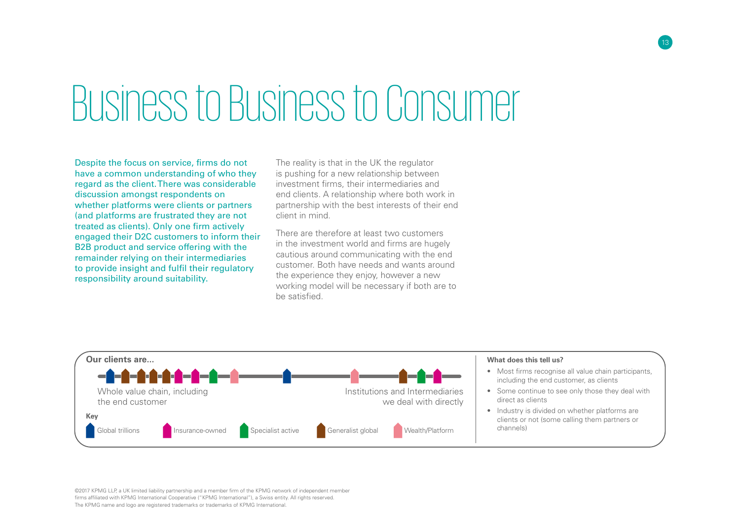# Business to Business to Consumer

Despite the focus on service, firms do not have a common understanding of who they regard as the client. There was considerable discussion amongst respondents on whether platforms were clients or partners (and platforms are frustrated they are not treated as clients). Only one firm actively engaged their D2C customers to inform their B2B product and service offering with the remainder relying on their intermediaries to provide insight and fulfil their regulatory responsibility around suitability.

The reality is that in the UK the regulator is pushing for a new relationship between investment firms, their intermediaries and end clients. A relationship where both work in partnership with the best interests of their end client in mind.

There are therefore at least two customers in the investment world and firms are hugely cautious around communicating with the end customer. Both have needs and wants around the experience they enjoy, however a new working model will be necessary if both are to be satisfied.

**Our clients are...**

Whole value chain, including the end customer — Institutions and Intermediaries we deal with directly

**Key**

Global trillions | Insurance-owned | Specialist active | Generalist global | Wealth/Platform

**What does this tell us?**

- Most firms recognise all value chain participants, including the end customer, as clients
- Some continue to see only those they deal with direct as clients
- Industry is divided on whether platforms are clients or not (some calling them partners or channels)

©2017 KPMG LLP, a UK limited liability partnership and a member firm of the KPMG network of independent member firms affiliated with KPMG International Cooperative ("KPMG International"), a Swiss entity. All rights reserved. The KPMG name and logo are registered trademarks or trademarks of KPMG International.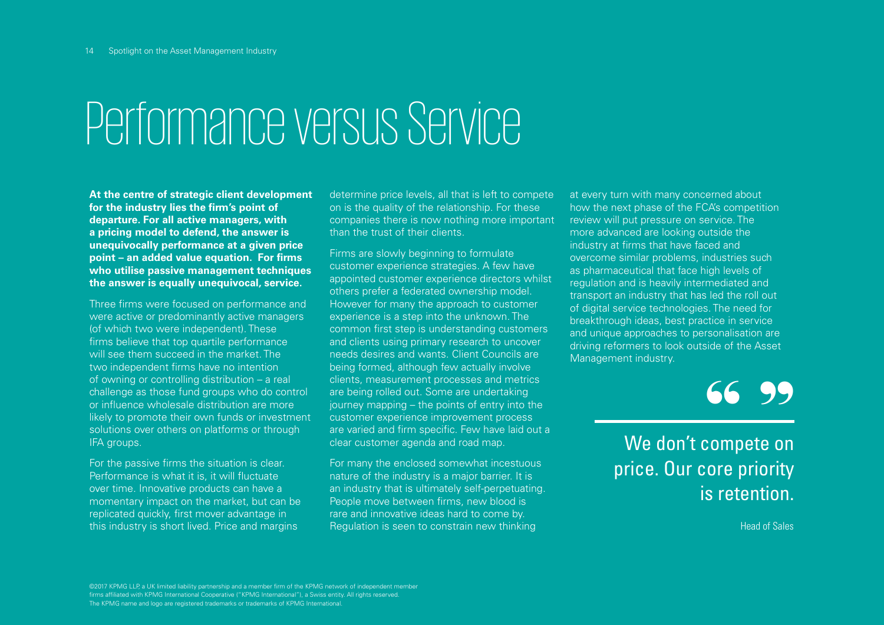# Performance versus Service

**At the centre of strategic client development for the industry lies the firm's point of departure. For all active managers, with a pricing model to defend, the answer is unequivocally performance at a given price point – an added value equation. For firms who utilise passive management techniques the answer is equally unequivocal, service.**

Three firms were focused on performance and were active or predominantly active managers (of which two were independent). These firms believe that top quartile performance will see them succeed in the market. The two independent firms have no intention of owning or controlling distribution – a real challenge as those fund groups who do control or influence wholesale distribution are more likely to promote their own funds or investment solutions over others on platforms or through IFA groups.

For the passive firms the situation is clear. Performance is what it is, it will fluctuate over time. Innovative products can have a momentary impact on the market, but can be replicated quickly, first mover advantage in this industry is short lived. Price and margins determine price levels, all that is left to compete on is the quality of the relationship. For these companies there is now nothing more important than the trust of their clients.

Firms are slowly beginning to formulate customer experience strategies. A few have appointed customer experience directors whilst others prefer a federated ownership model. However for many the approach to customer experience is a step into the unknown. The common first step is understanding customers and clients using primary research to uncover needs desires and wants. Client Councils are being formed, although few actually involve clients, measurement processes and metrics are being rolled out. Some are undertaking journey mapping – the points of entry into the customer experience improvement process are varied and firm specific. Few have laid out a clear customer agenda and road map.

For many the enclosed somewhat incestuous nature of the industry is a major barrier. It is an industry that is ultimately self-perpetuating. People move between firms, new blood is rare and innovative ideas hard to come by. Regulation is seen to constrain new thinking at every turn with many concerned about how the next phase of the FCA's competition review will put pressure on service. The more advanced are looking outside the industry at firms that have faced and overcome similar problems, industries such as pharmaceutical that face high levels of regulation and is heavily intermediated and transport an industry that has led the roll out of digital service technologies. The need for breakthrough ideas, best practice in service and unique approaches to personalisation are driving reformers to look outside of the Asset Management industry.

> "We don't compete on price. Our core priority is retention."
>
> Head of Sales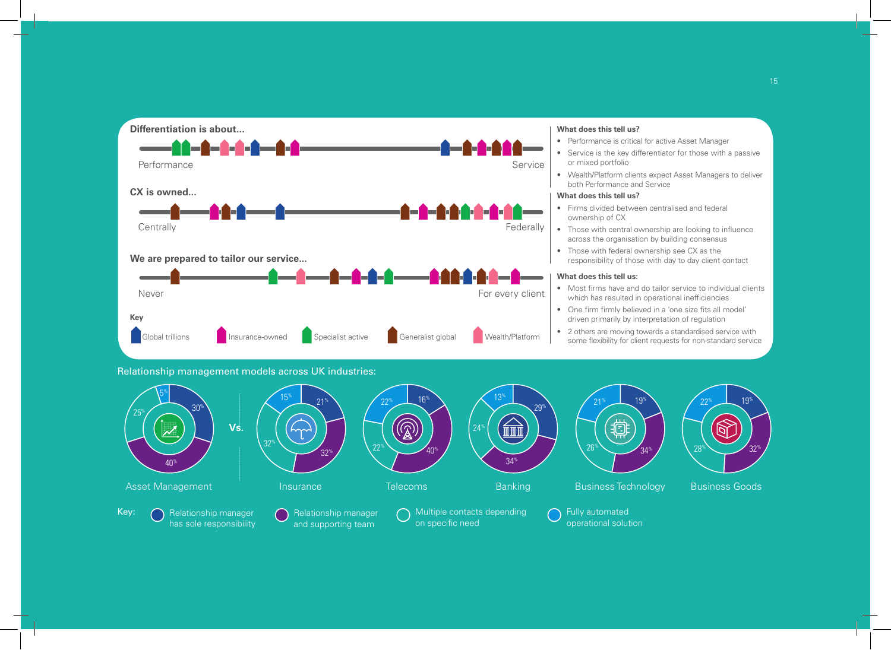### Differentiation is about...

Performance — Service

### CX is owned...

Centrally — Federally

### We are prepared to tailor our service...

Never — For every client

**Key**

Global trillions | Insurance-owned | Specialist active | Generalist global | Wealth/Platform

**What does this tell us?**

- Performance is critical for active Asset Manager
- Service is the key differentiator for those with a passive or mixed portfolio
- Wealth/Platform clients expect Asset Managers to deliver both Performance and Service

**What does this tell us?**

- Firms divided between centralised and federal ownership of CX
- Those with central ownership are looking to influence across the organisation by building consensus
- Those with federal ownership see CX as the responsibility of those with day to day client contact

**What does this tell us:**

- Most firms have and do tailor service to individual clients which has resulted in operational inefficiencies
- One firm firmly believed in a 'one size fits all model' driven primarily by interpretation of regulation
- 2 others are moving towards a standardised service with some flexibility for client requests for non-standard service

### Relationship management models across UK industries:

| | Relationship manager has sole responsibility | Relationship manager and supporting team | Multiple contacts depending on specific need | Fully automated operational solution |
|---|---|---|---|---|
| Asset Management | 30% | 40% | 25% | 5% |
| Insurance | 21% | 32% | 32% | 15% |
| Telecoms | 16% | 40% | 22% | 22% |
| Banking | 29% | 34% | 24% | 13% |
| Business Technology | 19% | 34% | 26% | 21% |
| Business Goods | 19% | 32% | 28% | 22% |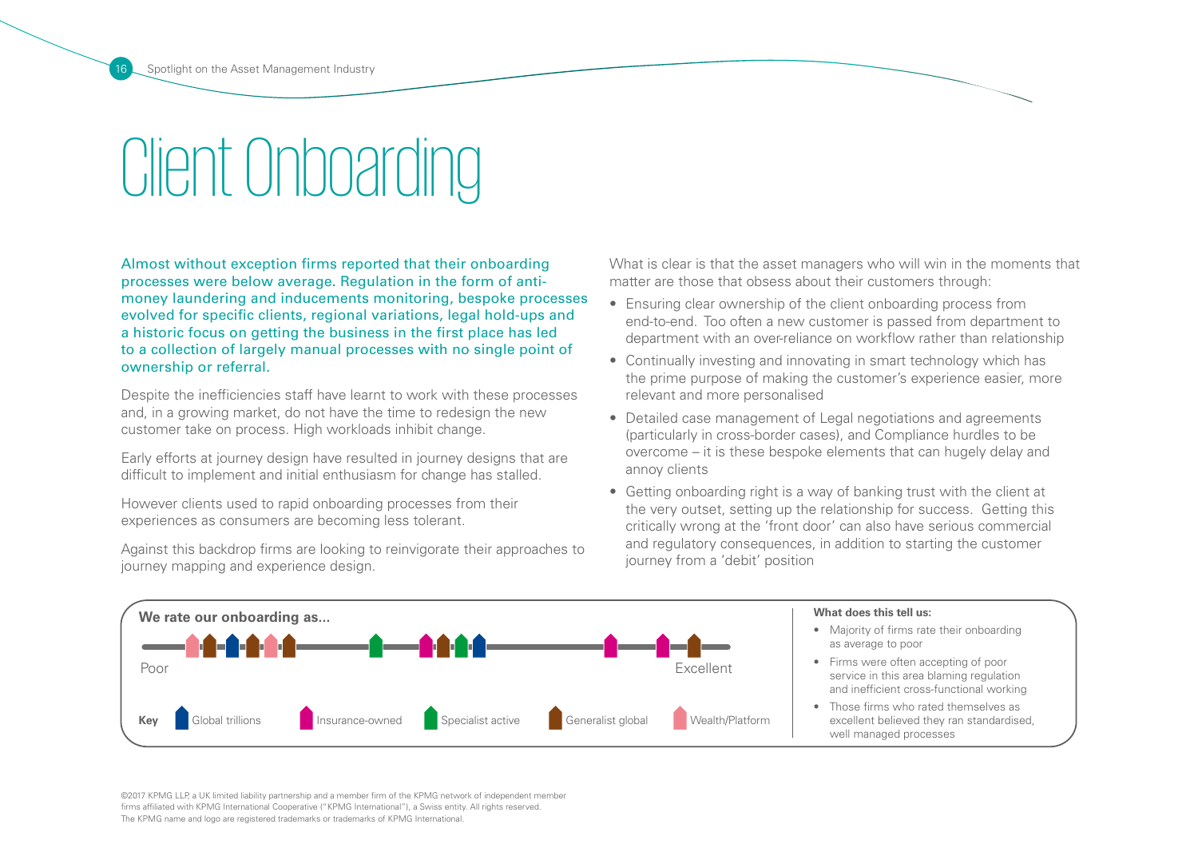# Client Onboarding

Almost without exception firms reported that their onboarding processes were below average. Regulation in the form of anti-money laundering and inducements monitoring, bespoke processes evolved for specific clients, regional variations, legal hold-ups and a historic focus on getting the business in the first place has led to a collection of largely manual processes with no single point of ownership or referral.

Despite the inefficiencies staff have learnt to work with these processes and, in a growing market, do not have the time to redesign the new customer take on process. High workloads inhibit change.

Early efforts at journey design have resulted in journey designs that are difficult to implement and initial enthusiasm for change has stalled.

However clients used to rapid onboarding processes from their experiences as consumers are becoming less tolerant.

Against this backdrop firms are looking to reinvigorate their approaches to journey mapping and experience design.

What is clear is that the asset managers who will win in the moments that matter are those that obsess about their customers through:

- Ensuring clear ownership of the client onboarding process from end-to-end. Too often a new customer is passed from department to department with an over-reliance on workflow rather than relationship
- Continually investing and innovating in smart technology which has the prime purpose of making the customer's experience easier, more relevant and more personalised
- Detailed case management of Legal negotiations and agreements (particularly in cross-border cases), and Compliance hurdles to be overcome – it is these bespoke elements that can hugely delay and annoy clients
- Getting onboarding right is a way of banking trust with the client at the very outset, setting up the relationship for success. Getting this critically wrong at the 'front door' can also have serious commercial and regulatory consequences, in addition to starting the customer journey from a 'debit' position

**We rate our onboarding as...**

Poor — Excellent

**Key:** Global trillions | Insurance-owned | Specialist active | Generalist global | Wealth/Platform

**What does this tell us:**

- Majority of firms rate their onboarding as average to poor
- Firms were often accepting of poor service in this area blaming regulation and inefficient cross-functional working
- Those firms who rated themselves as excellent believed they ran standardised, well managed processes

©2017 KPMG LLP, a UK limited liability partnership and a member firm of the KPMG network of independent member firms affiliated with KPMG International Cooperative ("KPMG International"), a Swiss entity. All rights reserved. The KPMG name and logo are registered trademarks or trademarks of KPMG International.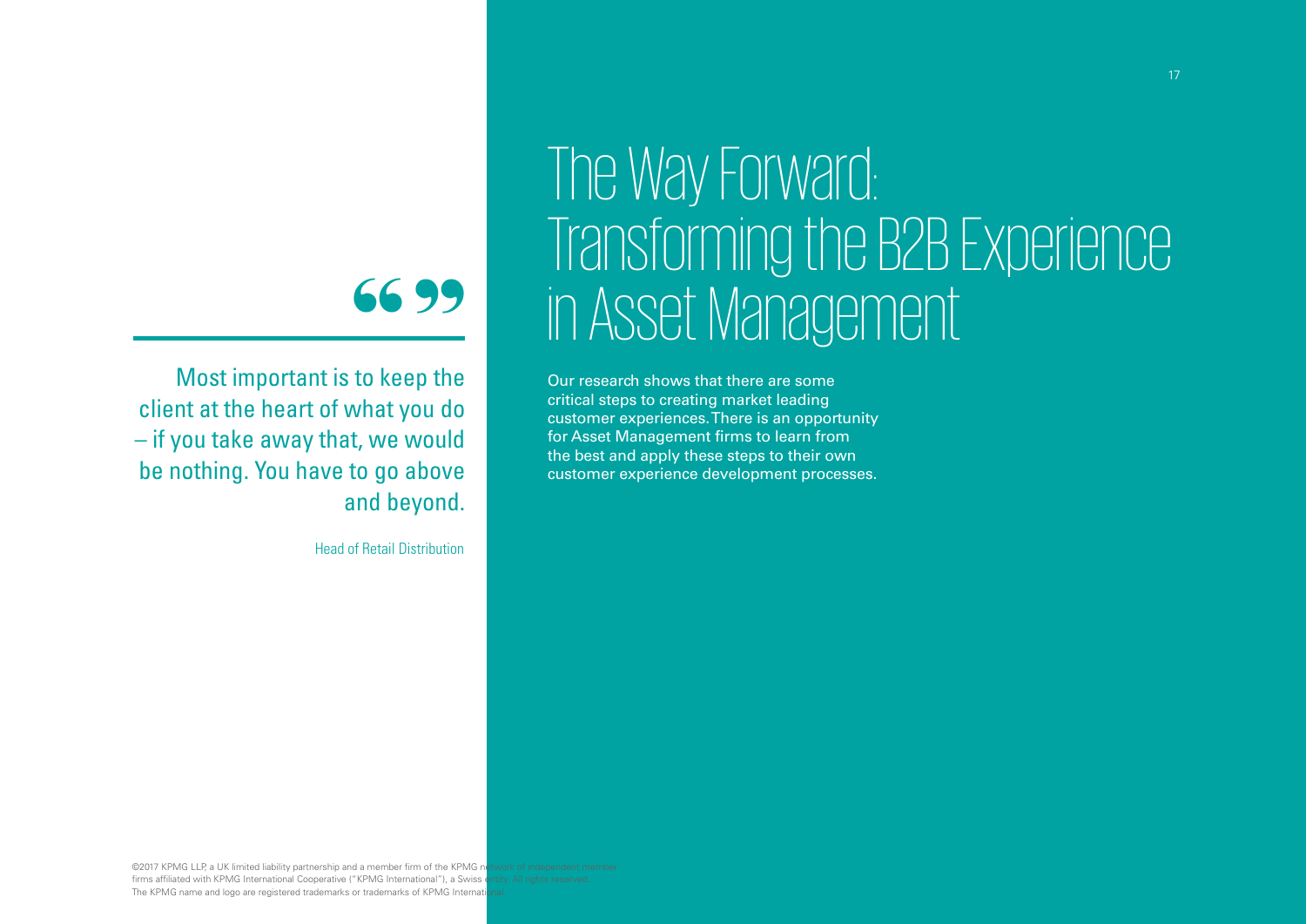# The Way Forward: Transforming the B2B Experience in Asset Management

> Most important is to keep the client at the heart of what you do – if you take away that, we would be nothing. You have to go above and beyond.
>
> Head of Retail Distribution

Our research shows that there are some critical steps to creating market leading customer experiences. There is an opportunity for Asset Management firms to learn from the best and apply these steps to their own customer experience development processes.

©2017 KPMG LLP, a UK limited liability partnership and a member firm of the KPMG network of independent member firms affiliated with KPMG International Cooperative ("KPMG International"), a Swiss entity. All rights reserved. The KPMG name and logo are registered trademarks or trademarks of KPMG International.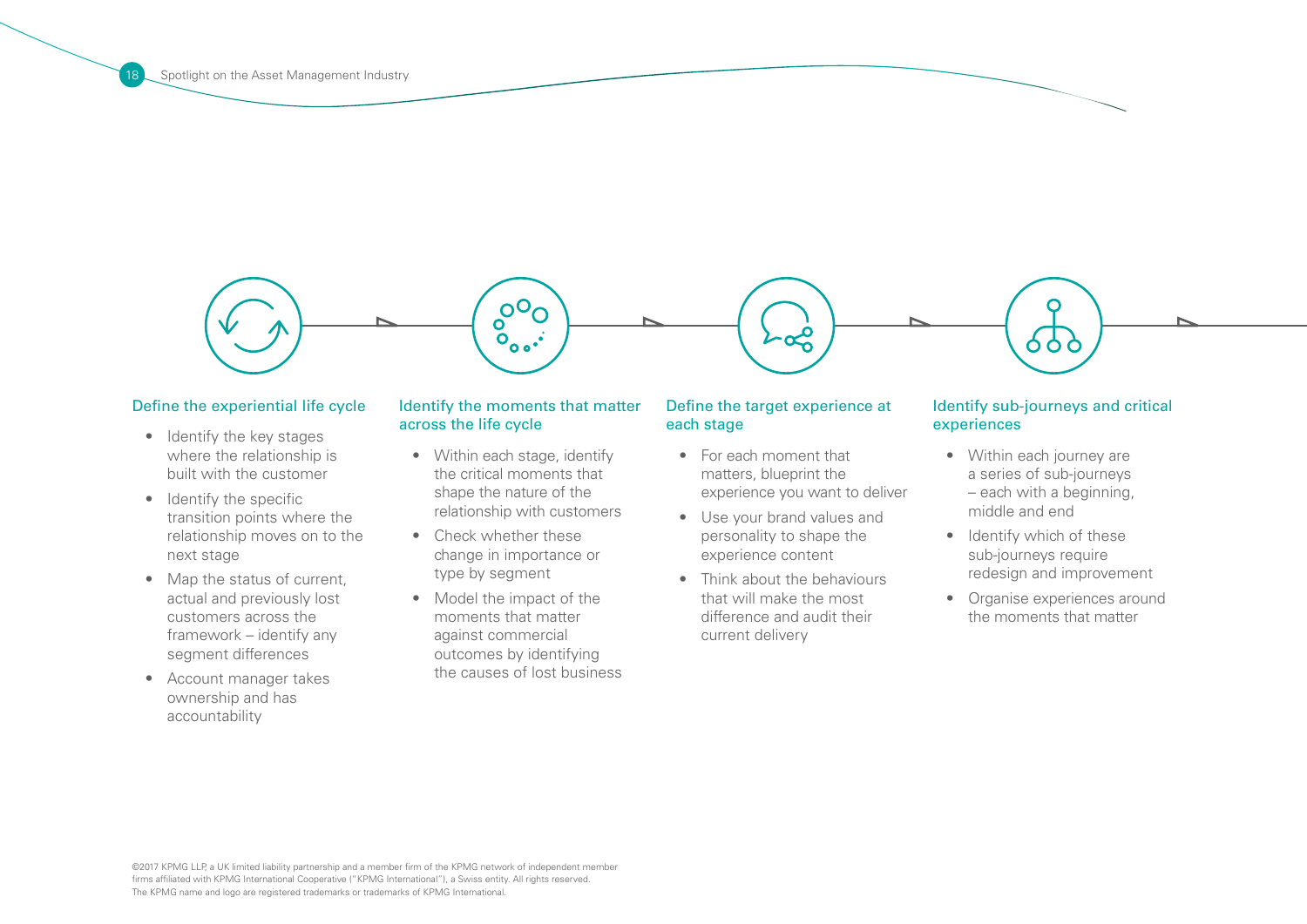### Define the experiential life cycle

- Identify the key stages where the relationship is built with the customer
- Identify the specific transition points where the relationship moves on to the next stage
- Map the status of current, actual and previously lost customers across the framework – identify any segment differences
- Account manager takes ownership and has accountability

### Identify the moments that matter across the life cycle

- Within each stage, identify the critical moments that shape the nature of the relationship with customers
- Check whether these change in importance or type by segment
- Model the impact of the moments that matter against commercial outcomes by identifying the causes of lost business

### Define the target experience at each stage

- For each moment that matters, blueprint the experience you want to deliver
- Use your brand values and personality to shape the experience content
- Think about the behaviours that will make the most difference and audit their current delivery

### Identify sub-journeys and critical experiences

- Within each journey are a series of sub-journeys – each with a beginning, middle and end
- Identify which of these sub-journeys require redesign and improvement
- Organise experiences around the moments that matter

©2017 KPMG LLP, a UK limited liability partnership and a member firm of the KPMG network of independent member firms affiliated with KPMG International Cooperative ("KPMG International"), a Swiss entity. All rights reserved.
The KPMG name and logo are registered trademarks or trademarks of KPMG International.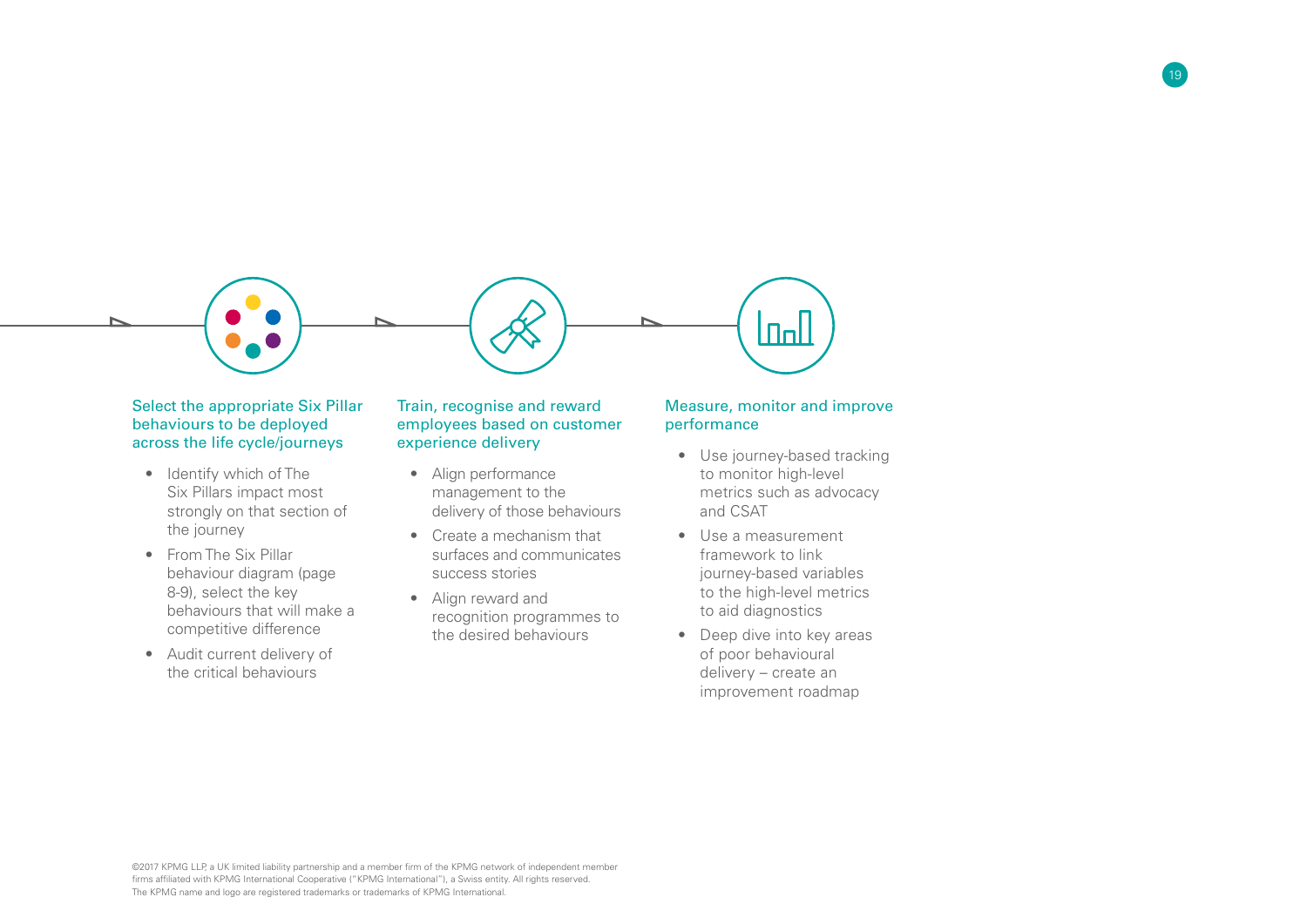### Select the appropriate Six Pillar behaviours to be deployed across the life cycle/journeys

- Identify which of The Six Pillars impact most strongly on that section of the journey
- From The Six Pillar behaviour diagram (page 8-9), select the key behaviours that will make a competitive difference
- Audit current delivery of the critical behaviours

### Train, recognise and reward employees based on customer experience delivery

- Align performance management to the delivery of those behaviours
- Create a mechanism that surfaces and communicates success stories
- Align reward and recognition programmes to the desired behaviours

### Measure, monitor and improve performance

- Use journey-based tracking to monitor high-level metrics such as advocacy and CSAT
- Use a measurement framework to link journey-based variables to the high-level metrics to aid diagnostics
- Deep dive into key areas of poor behavioural delivery – create an improvement roadmap

©2017 KPMG LLP, a UK limited liability partnership and a member firm of the KPMG network of independent member firms affiliated with KPMG International Cooperative ("KPMG International"), a Swiss entity. All rights reserved. The KPMG name and logo are registered trademarks or trademarks of KPMG International.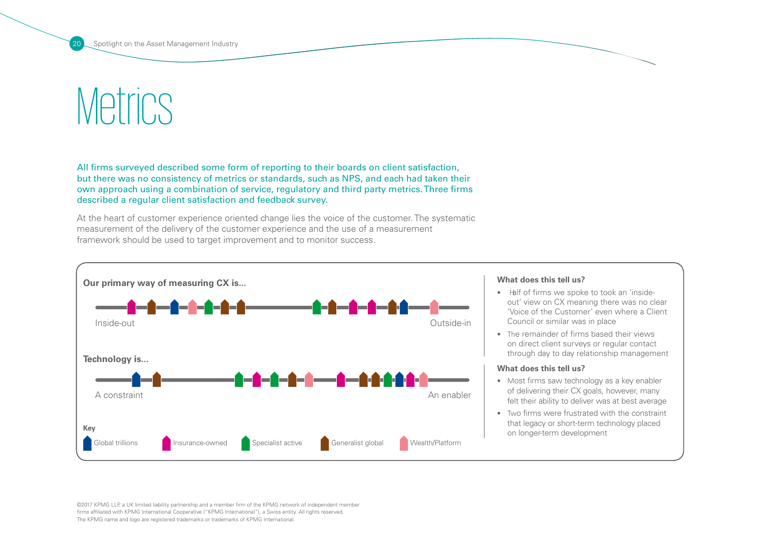# Metrics

All firms surveyed described some form of reporting to their boards on client satisfaction, but there was no consistency of metrics or standards, such as NPS, and each had taken their own approach using a combination of service, regulatory and third party metrics. Three firms described a regular client satisfaction and feedback survey.

At the heart of customer experience oriented change lies the voice of the customer. The systematic measurement of the delivery of the customer experience and the use of a measurement framework should be used to target improvement and to monitor success.

**Our primary way of measuring CX is...**

Inside-out — Outside-in

**Technology is...**

A constraint — An enabler

**Key**

Global trillions, Insurance-owned, Specialist active, Generalist global, Wealth/Platform

**What does this tell us?**

- Half of firms we spoke to took an 'inside-out' view on CX meaning there was no clear 'Voice of the Customer' even where a Client Council or similar was in place
- The remainder of firms based their views on direct client surveys or regular contact through day to day relationship management

**What does this tell us?**

- Most firms saw technology as a key enabler of delivering their CX goals, however, many felt their ability to deliver was at best average
- Two firms were frustrated with the constraint that legacy or short-term technology placed on longer-term development

©2017 KPMG LLP, a UK limited liability partnership and a member firm of the KPMG network of independent member firms affiliated with KPMG International Cooperative ("KPMG International"), a Swiss entity. All rights reserved. The KPMG name and logo are registered trademarks or trademarks of KPMG International.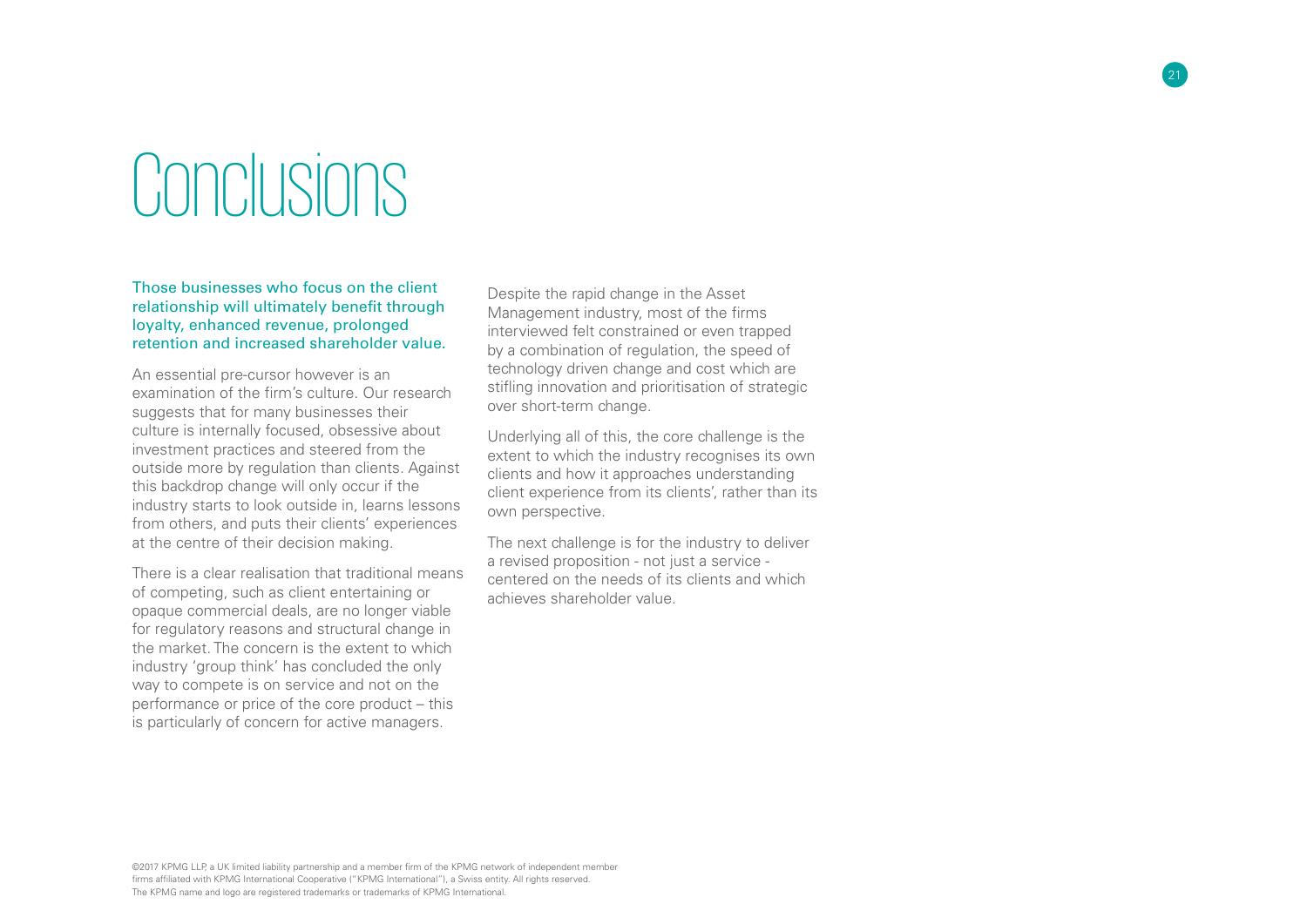# Conclusions

Those businesses who focus on the client relationship will ultimately benefit through loyalty, enhanced revenue, prolonged retention and increased shareholder value.

An essential pre-cursor however is an examination of the firm's culture. Our research suggests that for many businesses their culture is internally focused, obsessive about investment practices and steered from the outside more by regulation than clients. Against this backdrop change will only occur if the industry starts to look outside in, learns lessons from others, and puts their clients' experiences at the centre of their decision making.

There is a clear realisation that traditional means of competing, such as client entertaining or opaque commercial deals, are no longer viable for regulatory reasons and structural change in the market. The concern is the extent to which industry 'group think' has concluded the only way to compete is on service and not on the performance or price of the core product – this is particularly of concern for active managers.

Despite the rapid change in the Asset Management industry, most of the firms interviewed felt constrained or even trapped by a combination of regulation, the speed of technology driven change and cost which are stifling innovation and prioritisation of strategic over short-term change.

Underlying all of this, the core challenge is the extent to which the industry recognises its own clients and how it approaches understanding client experience from its clients', rather than its own perspective.

The next challenge is for the industry to deliver a revised proposition - not just a service - centered on the needs of its clients and which achieves shareholder value.

©2017 KPMG LLP, a UK limited liability partnership and a member firm of the KPMG network of independent member firms affiliated with KPMG International Cooperative ("KPMG International"), a Swiss entity. All rights reserved. The KPMG name and logo are registered trademarks or trademarks of KPMG International.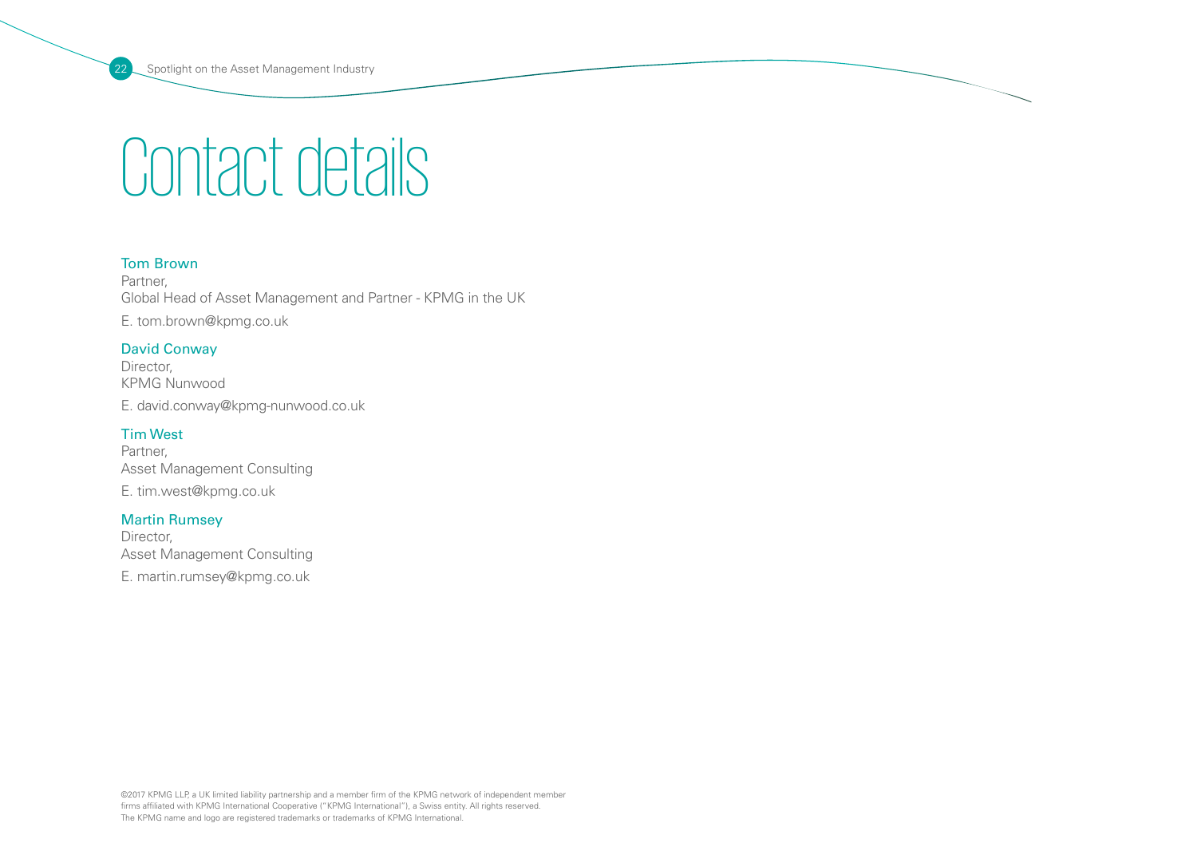# Contact details

**Tom Brown**
Partner,
Global Head of Asset Management and Partner - KPMG in the UK

E. tom.brown@kpmg.co.uk

**David Conway**
Director,
KPMG Nunwood

E. david.conway@kpmg-nunwood.co.uk

**Tim West**
Partner,
Asset Management Consulting

E. tim.west@kpmg.co.uk

**Martin Rumsey**
Director,
Asset Management Consulting

E. martin.rumsey@kpmg.co.uk

©2017 KPMG LLP, a UK limited liability partnership and a member firm of the KPMG network of independent member firms affiliated with KPMG International Cooperative ("KPMG International"), a Swiss entity. All rights reserved. The KPMG name and logo are registered trademarks or trademarks of KPMG International.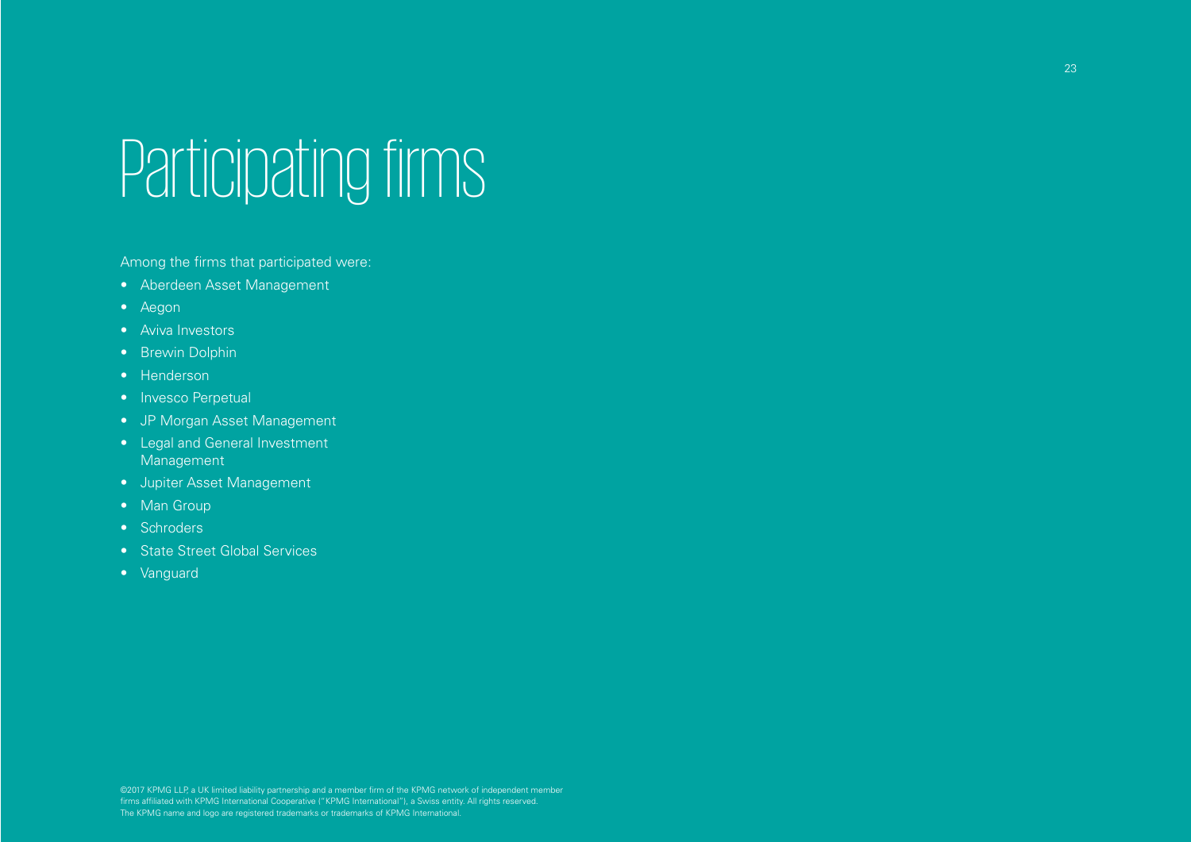# Participating firms

Among the firms that participated were:

- Aberdeen Asset Management
- Aegon
- Aviva Investors
- Brewin Dolphin
- Henderson
- Invesco Perpetual
- JP Morgan Asset Management
- Legal and General Investment Management
- Jupiter Asset Management
- Man Group
- Schroders
- State Street Global Services
- Vanguard

©2017 KPMG LLP, a UK limited liability partnership and a member firm of the KPMG network of independent member firms affiliated with KPMG International Cooperative ("KPMG International"), a Swiss entity. All rights reserved. The KPMG name and logo are registered trademarks or trademarks of KPMG International.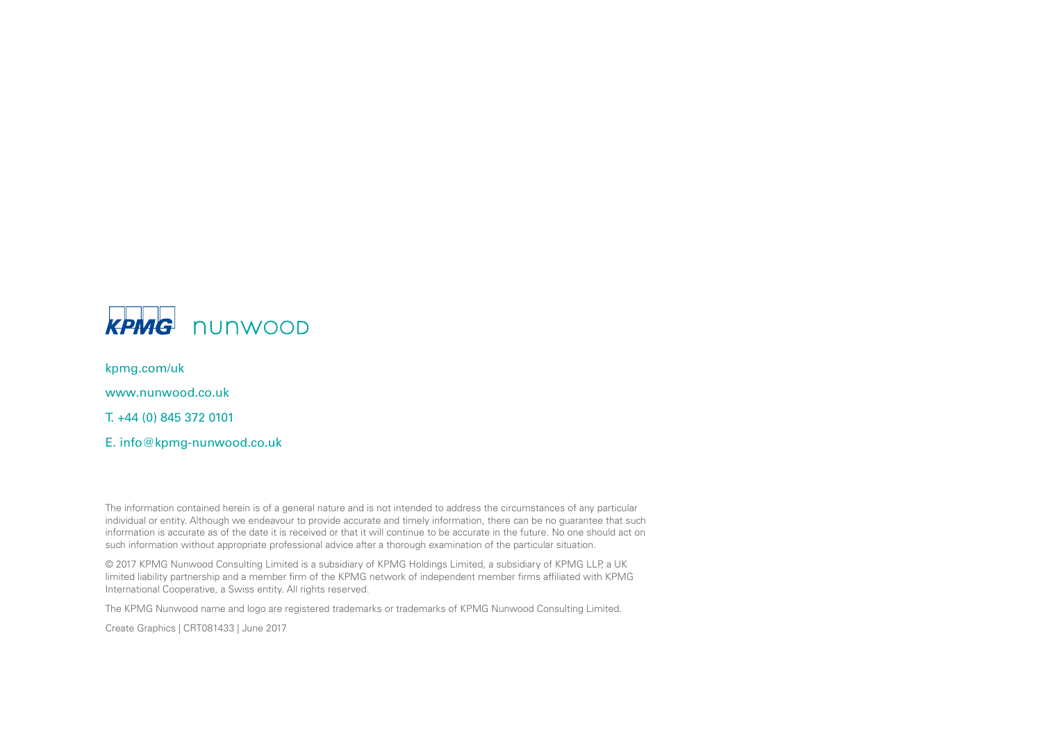KPMG nunwood

kpmg.com/uk

www.nunwood.co.uk

T. +44 (0) 845 372 0101

E. info@kpmg-nunwood.co.uk

The information contained herein is of a general nature and is not intended to address the circumstances of any particular individual or entity. Although we endeavour to provide accurate and timely information, there can be no guarantee that such information is accurate as of the date it is received or that it will continue to be accurate in the future. No one should act on such information without appropriate professional advice after a thorough examination of the particular situation.

© 2017 KPMG Nunwood Consulting Limited is a subsidiary of KPMG Holdings Limited, a subsidiary of KPMG LLP, a UK limited liability partnership and a member firm of the KPMG network of independent member firms affiliated with KPMG International Cooperative, a Swiss entity. All rights reserved.

The KPMG Nunwood name and logo are registered trademarks or trademarks of KPMG Nunwood Consulting Limited.

Create Graphics | CRT081433 | June 2017